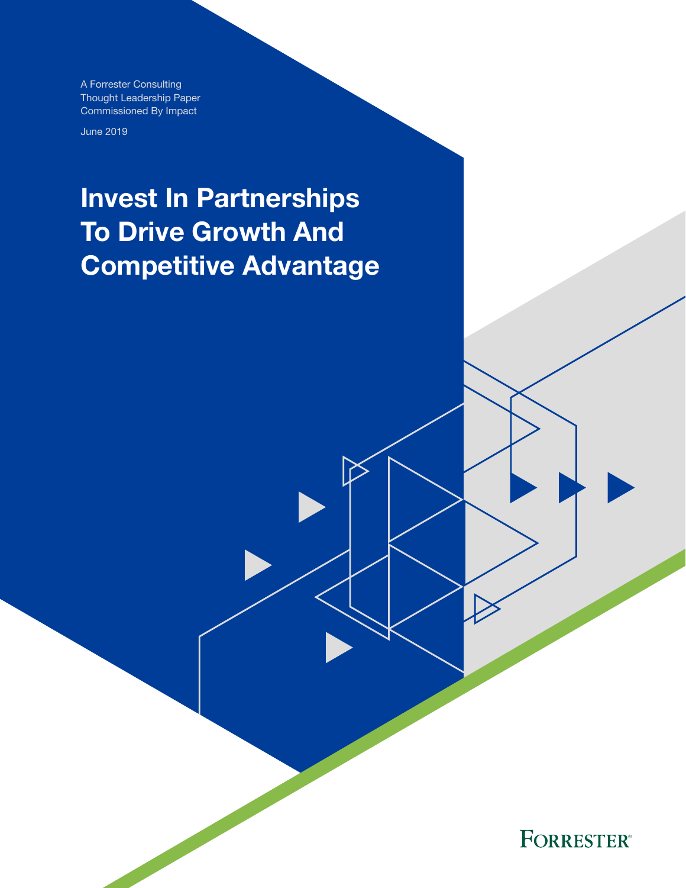A Forrester Consulting
Thought Leadership Paper
Commissioned By Impact

June 2019

# Invest In Partnerships To Drive Growth And Competitive Advantage

FORRESTER®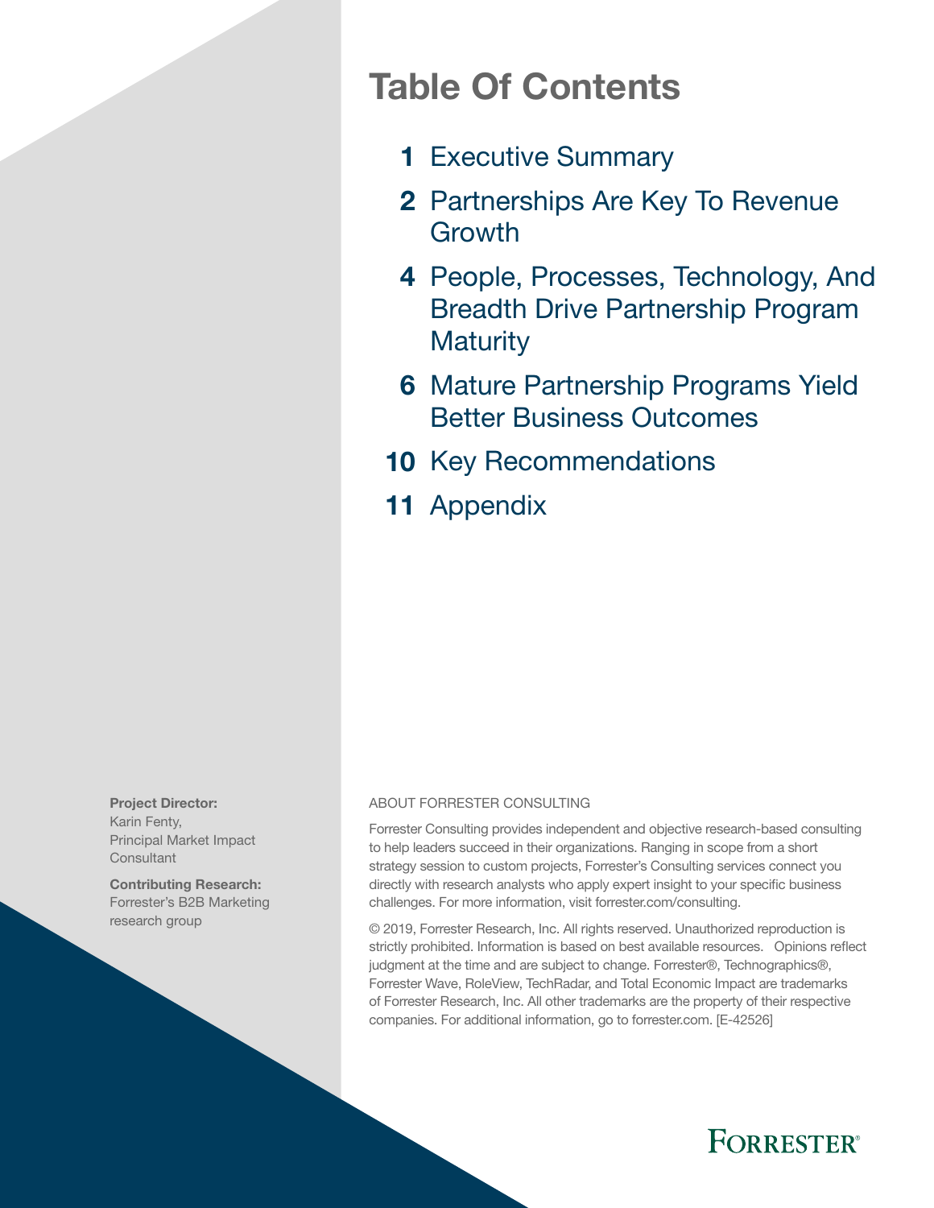# Table Of Contents

**1** Executive Summary

**2** Partnerships Are Key To Revenue Growth

**4** People, Processes, Technology, And Breadth Drive Partnership Program Maturity

**6** Mature Partnership Programs Yield Better Business Outcomes

**10** Key Recommendations

**11** Appendix

**Project Director:**
Karin Fenty,
Principal Market Impact Consultant

**Contributing Research:**
Forrester's B2B Marketing research group

ABOUT FORRESTER CONSULTING

Forrester Consulting provides independent and objective research-based consulting to help leaders succeed in their organizations. Ranging in scope from a short strategy session to custom projects, Forrester's Consulting services connect you directly with research analysts who apply expert insight to your specific business challenges. For more information, visit forrester.com/consulting.

© 2019, Forrester Research, Inc. All rights reserved. Unauthorized reproduction is strictly prohibited. Information is based on best available resources. Opinions reflect judgment at the time and are subject to change. Forrester®, Technographics®, Forrester Wave, RoleView, TechRadar, and Total Economic Impact are trademarks of Forrester Research, Inc. All other trademarks are the property of their respective companies. For additional information, go to forrester.com. [E-42526]

FORRESTER®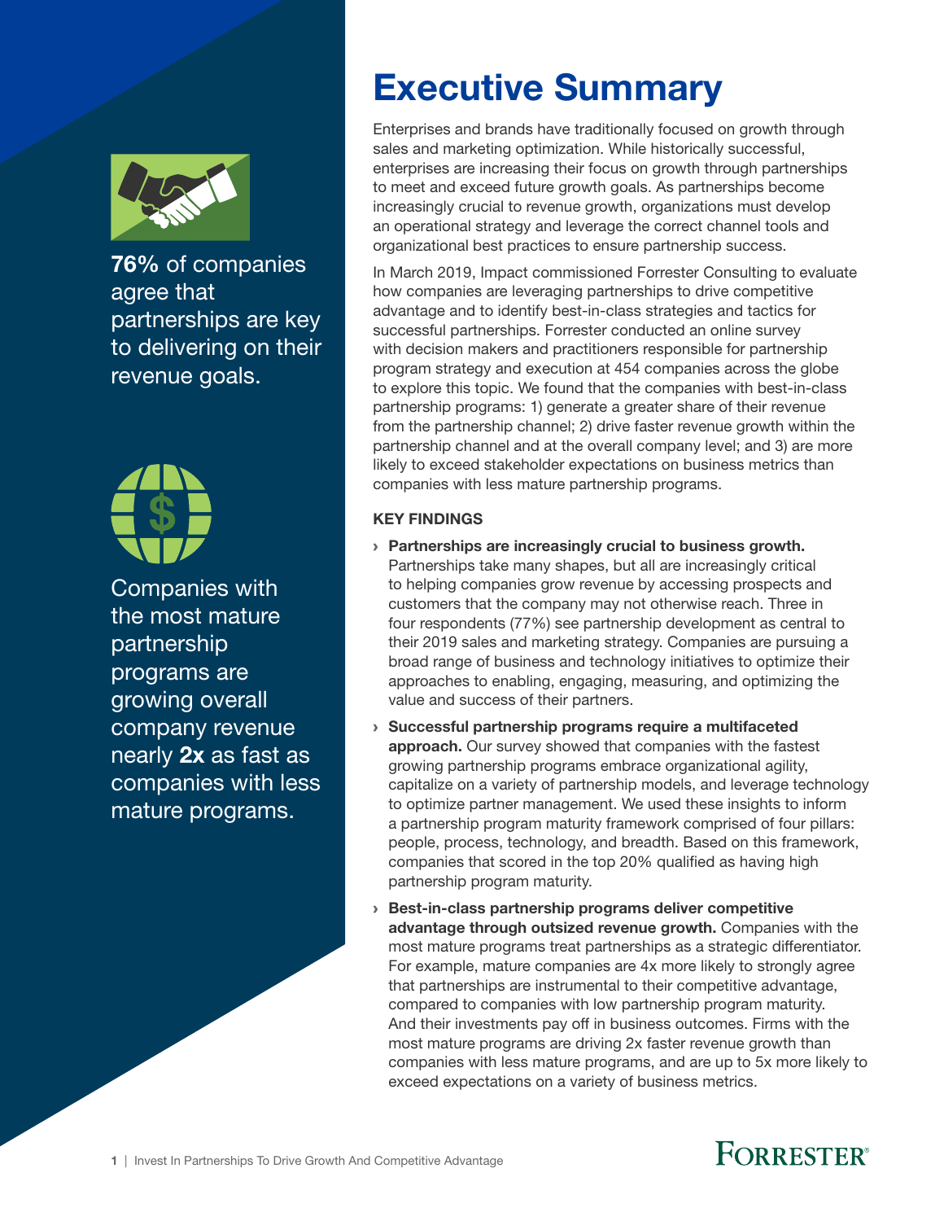**76%** of companies agree that partnerships are key to delivering on their revenue goals.

Companies with the most mature partnership programs are growing overall company revenue nearly **2x** as fast as companies with less mature programs.

# Executive Summary

Enterprises and brands have traditionally focused on growth through sales and marketing optimization. While historically successful, enterprises are increasing their focus on growth through partnerships to meet and exceed future growth goals. As partnerships become increasingly crucial to revenue growth, organizations must develop an operational strategy and leverage the correct channel tools and organizational best practices to ensure partnership success.

In March 2019, Impact commissioned Forrester Consulting to evaluate how companies are leveraging partnerships to drive competitive advantage and to identify best-in-class strategies and tactics for successful partnerships. Forrester conducted an online survey with decision makers and practitioners responsible for partnership program strategy and execution at 454 companies across the globe to explore this topic. We found that the companies with best-in-class partnership programs: 1) generate a greater share of their revenue from the partnership channel; 2) drive faster revenue growth within the partnership channel and at the overall company level; and 3) are more likely to exceed stakeholder expectations on business metrics than companies with less mature partnership programs.

#### KEY FINDINGS

- **Partnerships are increasingly crucial to business growth.** Partnerships take many shapes, but all are increasingly critical to helping companies grow revenue by accessing prospects and customers that the company may not otherwise reach. Three in four respondents (77%) see partnership development as central to their 2019 sales and marketing strategy. Companies are pursuing a broad range of business and technology initiatives to optimize their approaches to enabling, engaging, measuring, and optimizing the value and success of their partners.
- **Successful partnership programs require a multifaceted approach.** Our survey showed that companies with the fastest growing partnership programs embrace organizational agility, capitalize on a variety of partnership models, and leverage technology to optimize partner management. We used these insights to inform a partnership program maturity framework comprised of four pillars: people, process, technology, and breadth. Based on this framework, companies that scored in the top 20% qualified as having high partnership program maturity.
- **Best-in-class partnership programs deliver competitive advantage through outsized revenue growth.** Companies with the most mature programs treat partnerships as a strategic differentiator. For example, mature companies are 4x more likely to strongly agree that partnerships are instrumental to their competitive advantage, compared to companies with low partnership program maturity. And their investments pay off in business outcomes. Firms with the most mature programs are driving 2x faster revenue growth than companies with less mature programs, and are up to 5x more likely to exceed expectations on a variety of business metrics.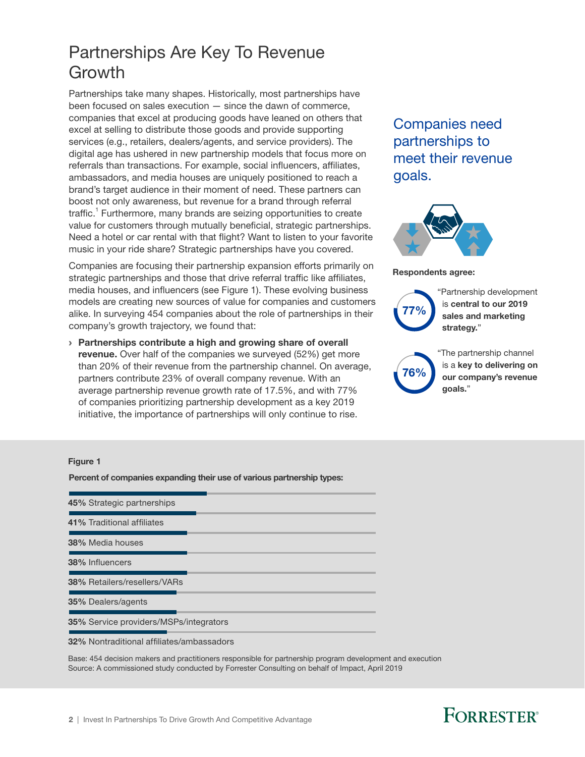# Partnerships Are Key To Revenue Growth

Partnerships take many shapes. Historically, most partnerships have been focused on sales execution — since the dawn of commerce, companies that excel at producing goods have leaned on others that excel at selling to distribute those goods and provide supporting services (e.g., retailers, dealers/agents, and service providers). The digital age has ushered in new partnership models that focus more on referrals than transactions. For example, social influencers, affiliates, ambassadors, and media houses are uniquely positioned to reach a brand's target audience in their moment of need. These partners can boost not only awareness, but revenue for a brand through referral traffic.[1] Furthermore, many brands are seizing opportunities to create value for customers through mutually beneficial, strategic partnerships. Need a hotel or car rental with that flight? Want to listen to your favorite music in your ride share? Strategic partnerships have you covered.

Companies are focusing their partnership expansion efforts primarily on strategic partnerships and those that drive referral traffic like affiliates, media houses, and influencers (see Figure 1). These evolving business models are creating new sources of value for companies and customers alike. In surveying 454 companies about the role of partnerships in their company's growth trajectory, we found that:

› **Partnerships contribute a high and growing share of overall revenue.** Over half of the companies we surveyed (52%) get more than 20% of their revenue from the partnership channel. On average, partners contribute 23% of overall company revenue. With an average partnership revenue growth rate of 17.5%, and with 77% of companies prioritizing partnership development as a key 2019 initiative, the importance of partnerships will only continue to rise.

## Companies need partnerships to meet their revenue goals.

**Respondents agree:**

**77%** "Partnership development is **central to our 2019 sales and marketing strategy.**"

**76%** "The partnership channel is a **key to delivering on our company's revenue goals.**"

**Figure 1**

**Percent of companies expanding their use of various partnership types:**

- **45%** Strategic partnerships
- **41%** Traditional affiliates
- **38%** Media houses
- **38%** Influencers
- **38%** Retailers/resellers/VARs
- **35%** Dealers/agents
- **35%** Service providers/MSPs/integrators
- **32%** Nontraditional affiliates/ambassadors

Base: 454 decision makers and practitioners responsible for partnership program development and execution
Source: A commissioned study conducted by Forrester Consulting on behalf of Impact, April 2019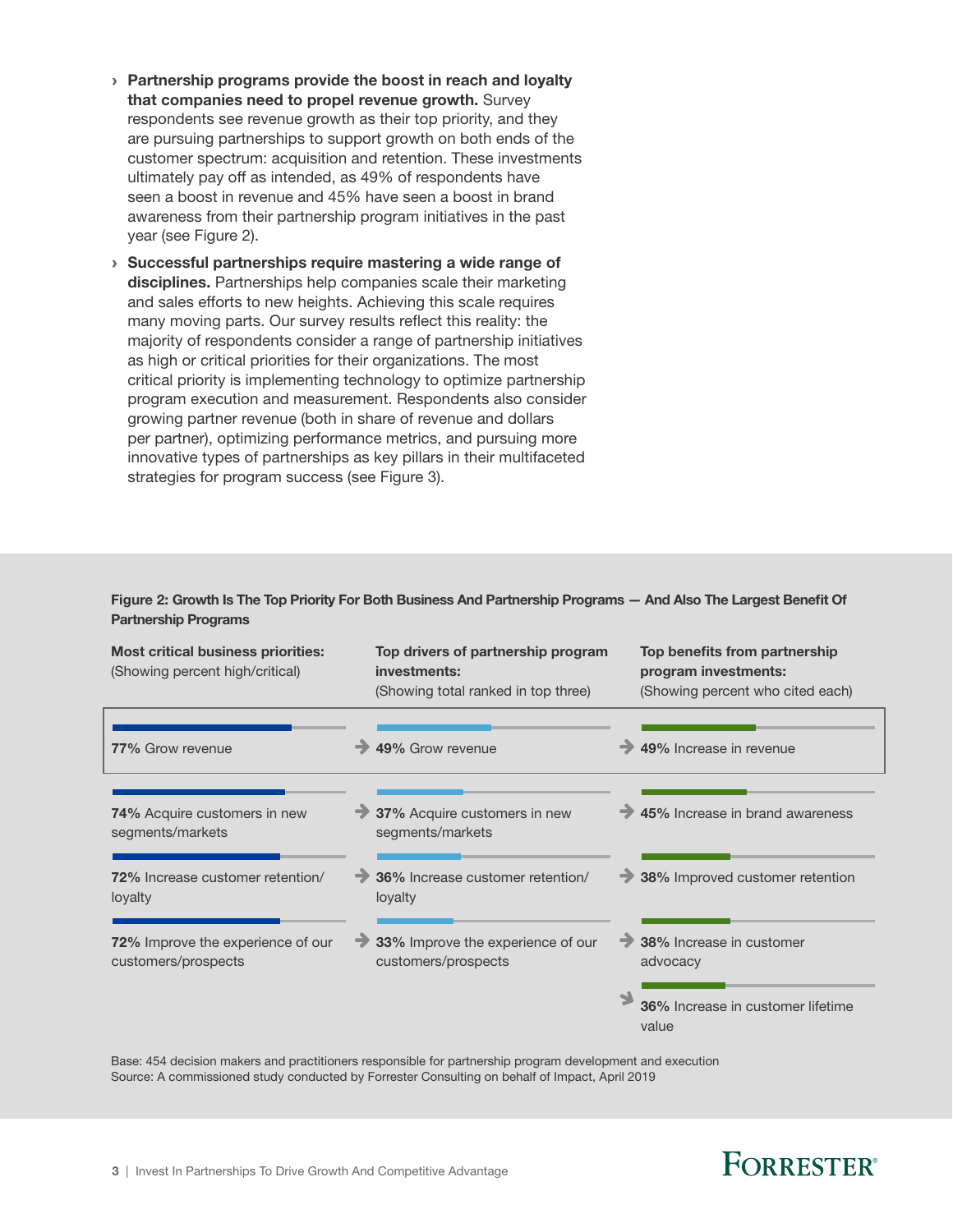- **Partnership programs provide the boost in reach and loyalty that companies need to propel revenue growth.** Survey respondents see revenue growth as their top priority, and they are pursuing partnerships to support growth on both ends of the customer spectrum: acquisition and retention. These investments ultimately pay off as intended, as 49% of respondents have seen a boost in revenue and 45% have seen a boost in brand awareness from their partnership program initiatives in the past year (see Figure 2).
- **Successful partnerships require mastering a wide range of disciplines.** Partnerships help companies scale their marketing and sales efforts to new heights. Achieving this scale requires many moving parts. Our survey results reflect this reality: the majority of respondents consider a range of partnership initiatives as high or critical priorities for their organizations. The most critical priority is implementing technology to optimize partnership program execution and measurement. Respondents also consider growing partner revenue (both in share of revenue and dollars per partner), optimizing performance metrics, and pursuing more innovative types of partnerships as key pillars in their multifaceted strategies for program success (see Figure 3).

**Figure 2: Growth Is The Top Priority For Both Business And Partnership Programs — And Also The Largest Benefit Of Partnership Programs**

| Most critical business priorities: (Showing percent high/critical) | Top drivers of partnership program investments: (Showing total ranked in top three) | Top benefits from partnership program investments: (Showing percent who cited each) |
|---|---|---|
| **77%** Grow revenue | **49%** Grow revenue | **49%** Increase in revenue |
| **74%** Acquire customers in new segments/markets | **37%** Acquire customers in new segments/markets | **45%** Increase in brand awareness |
| **72%** Increase customer retention/loyalty | **36%** Increase customer retention/loyalty | **38%** Improved customer retention |
| **72%** Improve the experience of our customers/prospects | **33%** Improve the experience of our customers/prospects | **38%** Increase in customer advocacy |
| | | **36%** Increase in customer lifetime value |

Base: 454 decision makers and practitioners responsible for partnership program development and execution
Source: A commissioned study conducted by Forrester Consulting on behalf of Impact, April 2019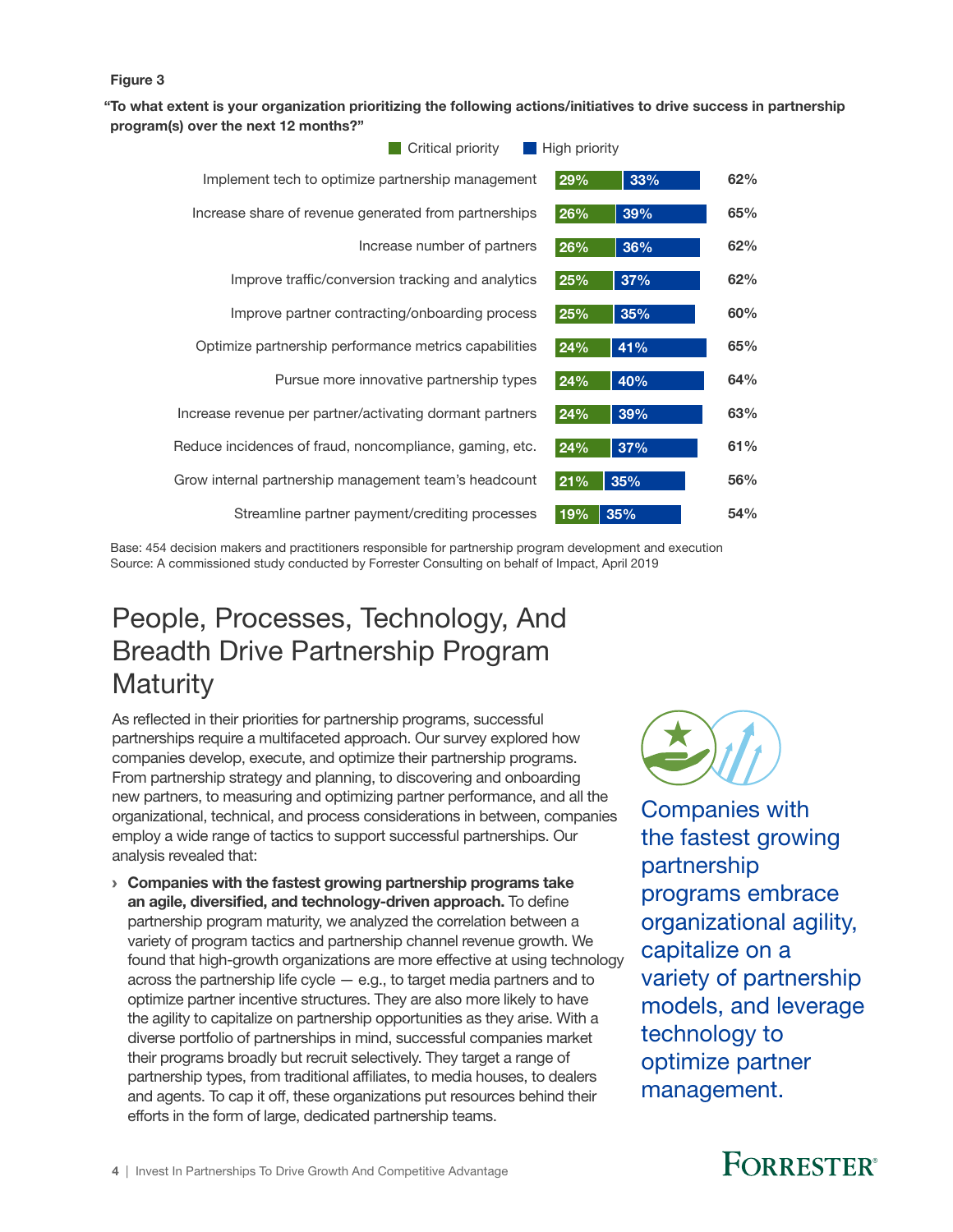Figure 3

**"To what extent is your organization prioritizing the following actions/initiatives to drive success in partnership program(s) over the next 12 months?"**

| Action/initiative | Critical priority | High priority | Total |
|---|---|---|---|
| Implement tech to optimize partnership management | 29% | 33% | 62% |
| Increase share of revenue generated from partnerships | 26% | 39% | 65% |
| Increase number of partners | 26% | 36% | 62% |
| Improve traffic/conversion tracking and analytics | 25% | 37% | 62% |
| Improve partner contracting/onboarding process | 25% | 35% | 60% |
| Optimize partnership performance metrics capabilities | 24% | 41% | 65% |
| Pursue more innovative partnership types | 24% | 40% | 64% |
| Increase revenue per partner/activating dormant partners | 24% | 39% | 63% |
| Reduce incidences of fraud, noncompliance, gaming, etc. | 24% | 37% | 61% |
| Grow internal partnership management team's headcount | 21% | 35% | 56% |
| Streamline partner payment/crediting processes | 19% | 35% | 54% |

Base: 454 decision makers and practitioners responsible for partnership program development and execution
Source: A commissioned study conducted by Forrester Consulting on behalf of Impact, April 2019

# People, Processes, Technology, And Breadth Drive Partnership Program Maturity

As reflected in their priorities for partnership programs, successful partnerships require a multifaceted approach. Our survey explored how companies develop, execute, and optimize their partnership programs. From partnership strategy and planning, to discovering and onboarding new partners, to measuring and optimizing partner performance, and all the organizational, technical, and process considerations in between, companies employ a wide range of tactics to support successful partnerships. Our analysis revealed that:

› **Companies with the fastest growing partnership programs take an agile, diversified, and technology-driven approach.** To define partnership program maturity, we analyzed the correlation between a variety of program tactics and partnership channel revenue growth. We found that high-growth organizations are more effective at using technology across the partnership life cycle — e.g., to target media partners and to optimize partner incentive structures. They are also more likely to have the agility to capitalize on partnership opportunities as they arise. With a diverse portfolio of partnerships in mind, successful companies market their programs broadly but recruit selectively. They target a range of partnership types, from traditional affiliates, to media houses, to dealers and agents. To cap it off, these organizations put resources behind their efforts in the form of large, dedicated partnership teams.

Companies with the fastest growing partnership programs embrace organizational agility, capitalize on a variety of partnership models, and leverage technology to optimize partner management.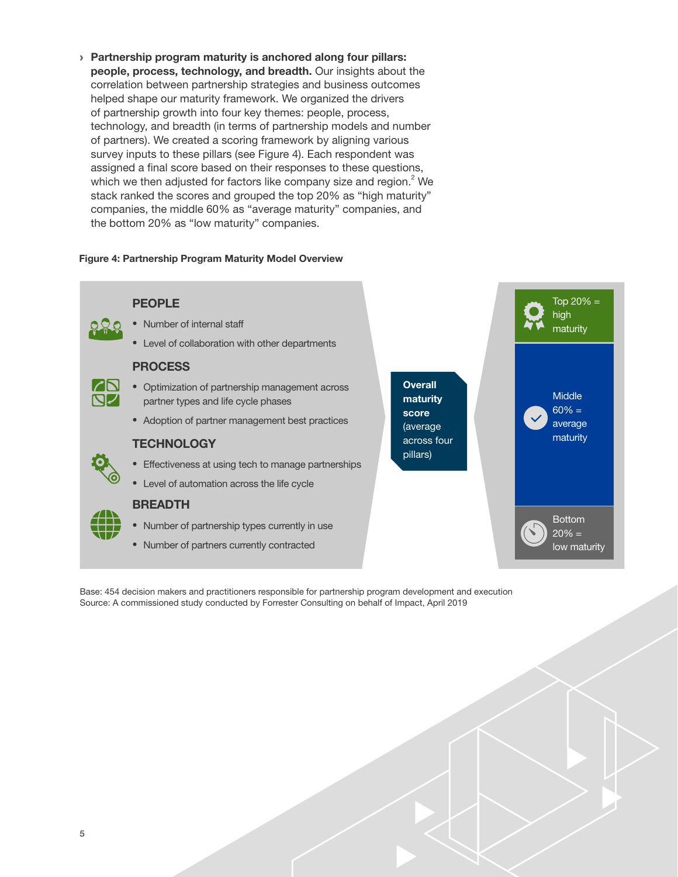› **Partnership program maturity is anchored along four pillars: people, process, technology, and breadth.** Our insights about the correlation between partnership strategies and business outcomes helped shape our maturity framework. We organized the drivers of partnership growth into four key themes: people, process, technology, and breadth (in terms of partnership models and number of partners). We created a scoring framework by aligning various survey inputs to these pillars (see Figure 4). Each respondent was assigned a final score based on their responses to these questions, which we then adjusted for factors like company size and region.[2] We stack ranked the scores and grouped the top 20% as "high maturity" companies, the middle 60% as "average maturity" companies, and the bottom 20% as "low maturity" companies.

**Figure 4: Partnership Program Maturity Model Overview**

**PEOPLE**
- Number of internal staff
- Level of collaboration with other departments

**PROCESS**
- Optimization of partnership management across partner types and life cycle phases
- Adoption of partner management best practices

**TECHNOLOGY**
- Effectiveness at using tech to manage partnerships
- Level of automation across the life cycle

**BREADTH**
- Number of partnership types currently in use
- Number of partners currently contracted

**Overall maturity score** (average across four pillars)

- Top 20% = high maturity
- Middle 60% = average maturity
- Bottom 20% = low maturity

Base: 454 decision makers and practitioners responsible for partnership program development and execution
Source: A commissioned study conducted by Forrester Consulting on behalf of Impact, April 2019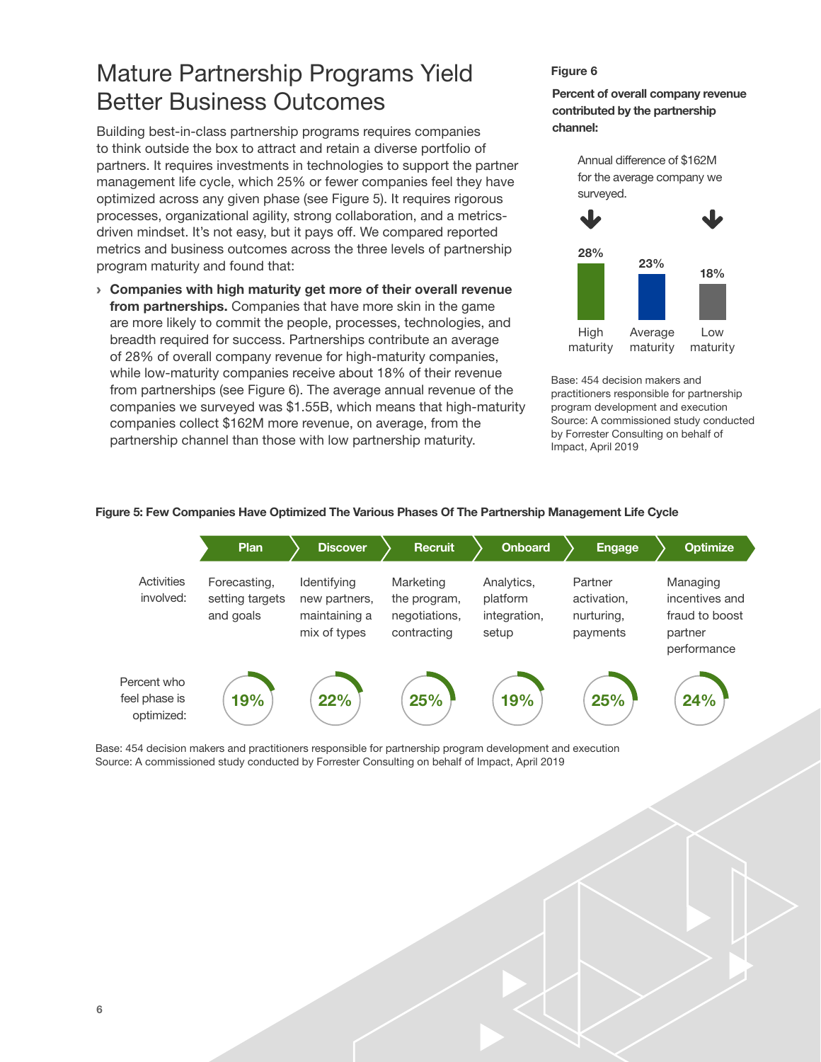# Mature Partnership Programs Yield Better Business Outcomes

Building best-in-class partnership programs requires companies to think outside the box to attract and retain a diverse portfolio of partners. It requires investments in technologies to support the partner management life cycle, which 25% or fewer companies feel they have optimized across any given phase (see Figure 5). It requires rigorous processes, organizational agility, strong collaboration, and a metrics-driven mindset. It's not easy, but it pays off. We compared reported metrics and business outcomes across the three levels of partnership program maturity and found that:

› **Companies with high maturity get more of their overall revenue from partnerships.** Companies that have more skin in the game are more likely to commit the people, processes, technologies, and breadth required for success. Partnerships contribute an average of 28% of overall company revenue for high-maturity companies, while low-maturity companies receive about 18% of their revenue from partnerships (see Figure 6). The average annual revenue of the companies we surveyed was $1.55B, which means that high-maturity companies collect $162M more revenue, on average, from the partnership channel than those with low partnership maturity.

**Figure 6**

**Percent of overall company revenue contributed by the partnership channel:**

Annual difference of $162M for the average company we surveyed.

| High maturity | Average maturity | Low maturity |
|---|---|---|
| 28% | 23% | 18% |

Base: 454 decision makers and practitioners responsible for partnership program development and execution
Source: A commissioned study conducted by Forrester Consulting on behalf of Impact, April 2019

**Figure 5: Few Companies Have Optimized The Various Phases Of The Partnership Management Life Cycle**

| | Plan | Discover | Recruit | Onboard | Engage | Optimize |
|---|---|---|---|---|---|---|
| Activities involved: | Forecasting, setting targets and goals | Identifying new partners, maintaining a mix of types | Marketing the program, negotiations, contracting | Analytics, platform integration, setup | Partner activation, nurturing, payments | Managing incentives and fraud to boost partner performance |
| Percent who feel phase is optimized: | 19% | 22% | 25% | 19% | 25% | 24% |

Base: 454 decision makers and practitioners responsible for partnership program development and execution
Source: A commissioned study conducted by Forrester Consulting on behalf of Impact, April 2019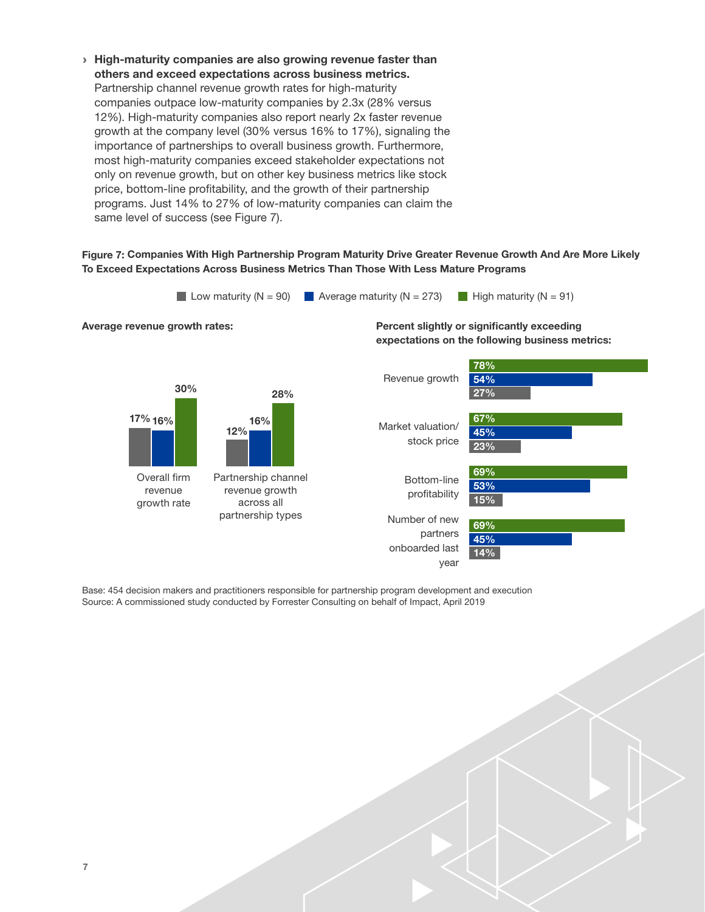- **High-maturity companies are also growing revenue faster than others and exceed expectations across business metrics.** Partnership channel revenue growth rates for high-maturity companies outpace low-maturity companies by 2.3x (28% versus 12%). High-maturity companies also report nearly 2x faster revenue growth at the company level (30% versus 16% to 17%), signaling the importance of partnerships to overall business growth. Furthermore, most high-maturity companies exceed stakeholder expectations not only on revenue growth, but on other key business metrics like stock price, bottom-line profitability, and the growth of their partnership programs. Just 14% to 27% of low-maturity companies can claim the same level of success (see Figure 7).

**Figure 7: Companies With High Partnership Program Maturity Drive Greater Revenue Growth And Are More Likely To Exceed Expectations Across Business Metrics Than Those With Less Mature Programs**

Legend: Low maturity (N = 90) | Average maturity (N = 273) | High maturity (N = 91)

**Average revenue growth rates:**

| | Low maturity (N = 90) | Average maturity (N = 273) | High maturity (N = 91) |
|---|---|---|---|
| Overall firm revenue growth rate | 17% | 16% | 30% |
| Partnership channel revenue growth across all partnership types | 12% | 16% | 28% |

**Percent slightly or significantly exceeding expectations on the following business metrics:**

| | High maturity (N = 91) | Average maturity (N = 273) | Low maturity (N = 90) |
|---|---|---|---|
| Revenue growth | 78% | 54% | 27% |
| Market valuation/stock price | 67% | 45% | 23% |
| Bottom-line profitability | 69% | 53% | 15% |
| Number of new partners onboarded last year | 69% | 45% | 14% |

Base: 454 decision makers and practitioners responsible for partnership program development and execution

Source: A commissioned study conducted by Forrester Consulting on behalf of Impact, April 2019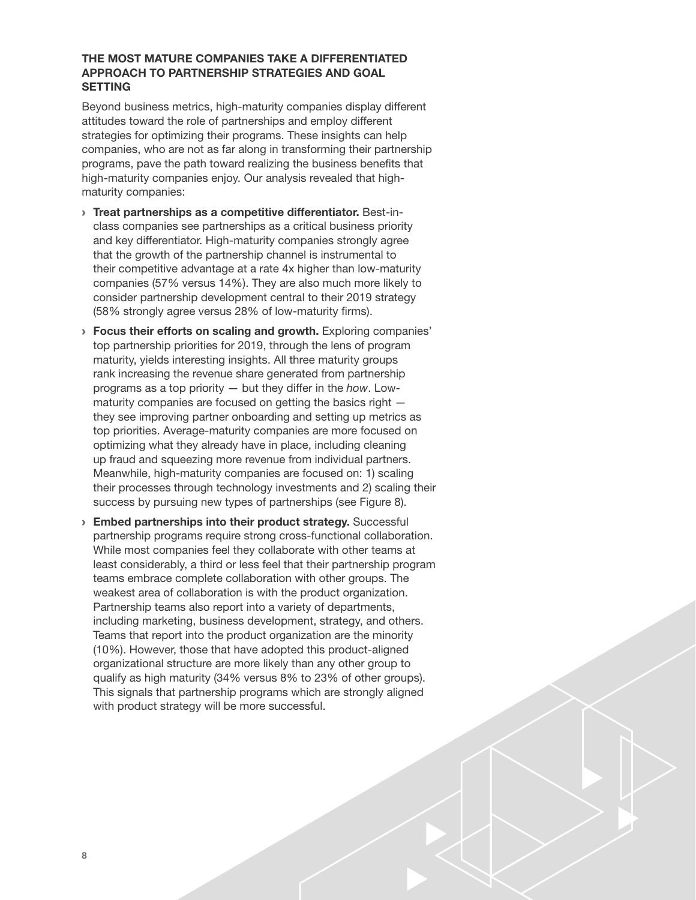### THE MOST MATURE COMPANIES TAKE A DIFFERENTIATED APPROACH TO PARTNERSHIP STRATEGIES AND GOAL SETTING

Beyond business metrics, high-maturity companies display different attitudes toward the role of partnerships and employ different strategies for optimizing their programs. These insights can help companies, who are not as far along in transforming their partnership programs, pave the path toward realizing the business benefits that high-maturity companies enjoy. Our analysis revealed that high-maturity companies:

- **Treat partnerships as a competitive differentiator.** Best-in-class companies see partnerships as a critical business priority and key differentiator. High-maturity companies strongly agree that the growth of the partnership channel is instrumental to their competitive advantage at a rate 4x higher than low-maturity companies (57% versus 14%). They are also much more likely to consider partnership development central to their 2019 strategy (58% strongly agree versus 28% of low-maturity firms).
- **Focus their efforts on scaling and growth.** Exploring companies' top partnership priorities for 2019, through the lens of program maturity, yields interesting insights. All three maturity groups rank increasing the revenue share generated from partnership programs as a top priority — but they differ in the *how*. Low-maturity companies are focused on getting the basics right — they see improving partner onboarding and setting up metrics as top priorities. Average-maturity companies are more focused on optimizing what they already have in place, including cleaning up fraud and squeezing more revenue from individual partners. Meanwhile, high-maturity companies are focused on: 1) scaling their processes through technology investments and 2) scaling their success by pursuing new types of partnerships (see Figure 8).
- **Embed partnerships into their product strategy.** Successful partnership programs require strong cross-functional collaboration. While most companies feel they collaborate with other teams at least considerably, a third or less feel that their partnership program teams embrace complete collaboration with other groups. The weakest area of collaboration is with the product organization. Partnership teams also report into a variety of departments, including marketing, business development, strategy, and others. Teams that report into the product organization are the minority (10%). However, those that have adopted this product-aligned organizational structure are more likely than any other group to qualify as high maturity (34% versus 8% to 23% of other groups). This signals that partnership programs which are strongly aligned with product strategy will be more successful.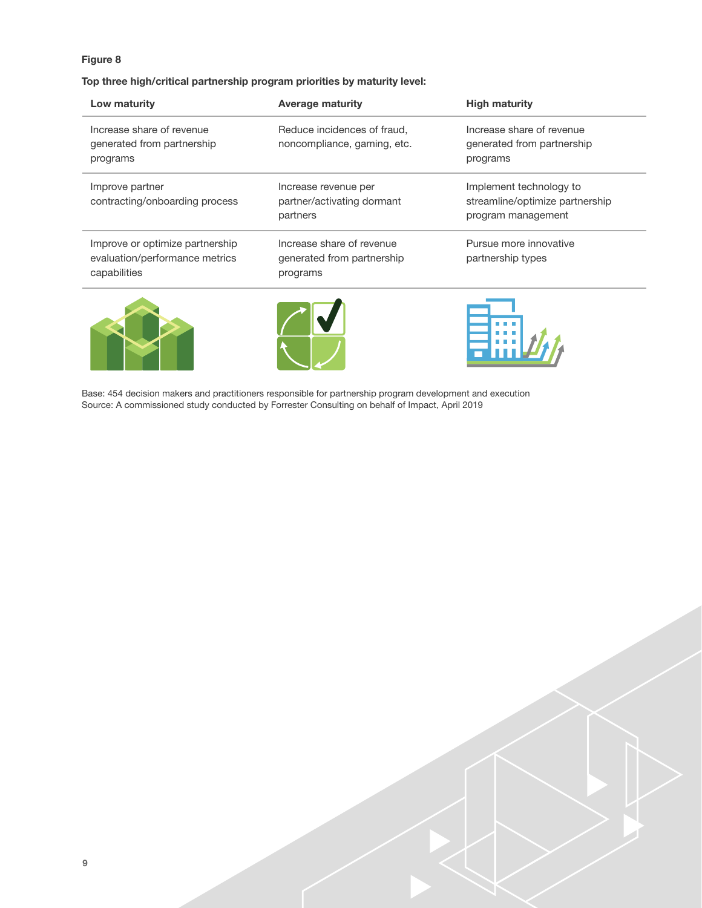**Figure 8**

**Top three high/critical partnership program priorities by maturity level:**

| Low maturity | Average maturity | High maturity |
|---|---|---|
| Increase share of revenue generated from partnership programs | Reduce incidences of fraud, noncompliance, gaming, etc. | Increase share of revenue generated from partnership programs |
| Improve partner contracting/onboarding process | Increase revenue per partner/activating dormant partners | Implement technology to streamline/optimize partnership program management |
| Improve or optimize partnership evaluation/performance metrics capabilities | Increase share of revenue generated from partnership programs | Pursue more innovative partnership types |

Base: 454 decision makers and practitioners responsible for partnership program development and execution
Source: A commissioned study conducted by Forrester Consulting on behalf of Impact, April 2019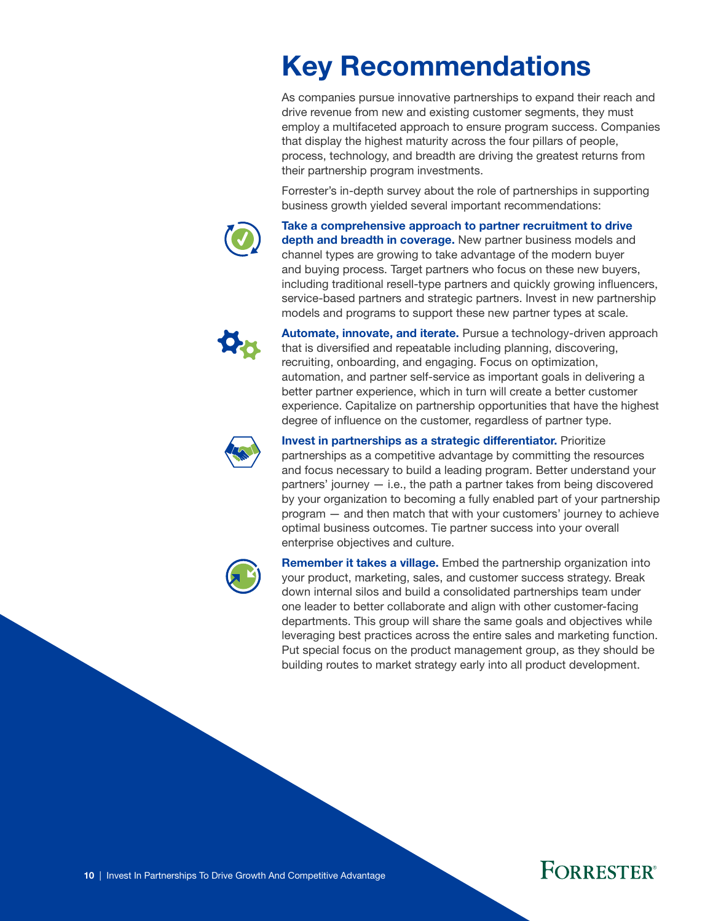# Key Recommendations

As companies pursue innovative partnerships to expand their reach and drive revenue from new and existing customer segments, they must employ a multifaceted approach to ensure program success. Companies that display the highest maturity across the four pillars of people, process, technology, and breadth are driving the greatest returns from their partnership program investments.

Forrester's in-depth survey about the role of partnerships in supporting business growth yielded several important recommendations:

**Take a comprehensive approach to partner recruitment to drive depth and breadth in coverage.** New partner business models and channel types are growing to take advantage of the modern buyer and buying process. Target partners who focus on these new buyers, including traditional resell-type partners and quickly growing influencers, service-based partners and strategic partners. Invest in new partnership models and programs to support these new partner types at scale.

**Automate, innovate, and iterate.** Pursue a technology-driven approach that is diversified and repeatable including planning, discovering, recruiting, onboarding, and engaging. Focus on optimization, automation, and partner self-service as important goals in delivering a better partner experience, which in turn will create a better customer experience. Capitalize on partnership opportunities that have the highest degree of influence on the customer, regardless of partner type.

**Invest in partnerships as a strategic differentiator.** Prioritize partnerships as a competitive advantage by committing the resources and focus necessary to build a leading program. Better understand your partners' journey — i.e., the path a partner takes from being discovered by your organization to becoming a fully enabled part of your partnership program — and then match that with your customers' journey to achieve optimal business outcomes. Tie partner success into your overall enterprise objectives and culture.

**Remember it takes a village.** Embed the partnership organization into your product, marketing, sales, and customer success strategy. Break down internal silos and build a consolidated partnerships team under one leader to better collaborate and align with other customer-facing departments. This group will share the same goals and objectives while leveraging best practices across the entire sales and marketing function. Put special focus on the product management group, as they should be building routes to market strategy early into all product development.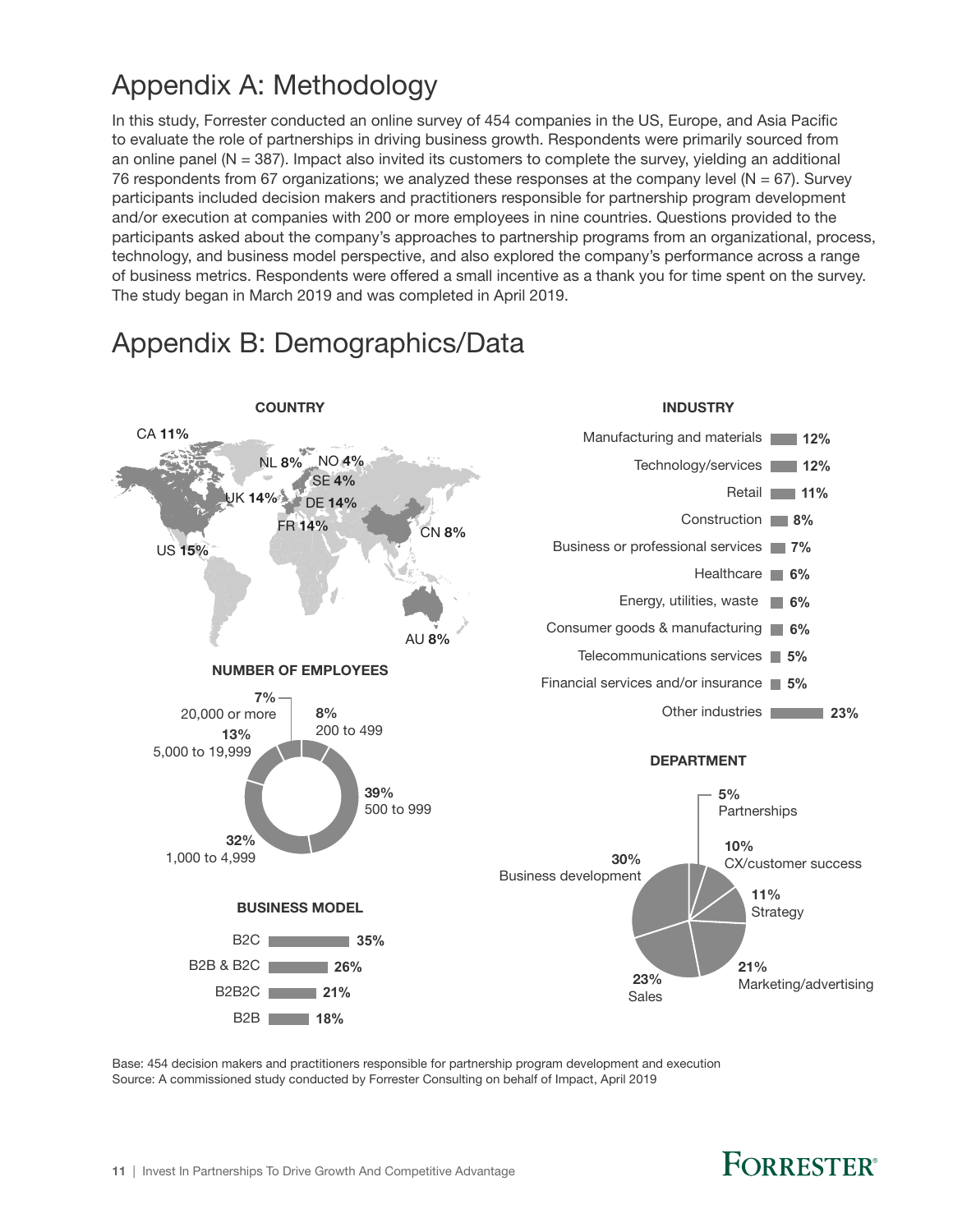# Appendix A: Methodology

In this study, Forrester conducted an online survey of 454 companies in the US, Europe, and Asia Pacific to evaluate the role of partnerships in driving business growth. Respondents were primarily sourced from an online panel (N = 387). Impact also invited its customers to complete the survey, yielding an additional 76 respondents from 67 organizations; we analyzed these responses at the company level (N = 67). Survey participants included decision makers and practitioners responsible for partnership program development and/or execution at companies with 200 or more employees in nine countries. Questions provided to the participants asked about the company's approaches to partnership programs from an organizational, process, technology, and business model perspective, and also explored the company's performance across a range of business metrics. Respondents were offered a small incentive as a thank you for time spent on the survey. The study began in March 2019 and was completed in April 2019.

# Appendix B: Demographics/Data

**COUNTRY**

| Country | % |
|---|---|
| US | 15% |
| UK | 14% |
| DE | 14% |
| FR | 14% |
| CA | 11% |
| NL | 8% |
| CN | 8% |
| AU | 8% |
| NO | 4% |
| SE | 4% |

**INDUSTRY**

| Industry | % |
|---|---|
| Manufacturing and materials | 12% |
| Technology/services | 12% |
| Retail | 11% |
| Construction | 8% |
| Business or professional services | 7% |
| Healthcare | 6% |
| Energy, utilities, waste | 6% |
| Consumer goods & manufacturing | 6% |
| Telecommunications services | 5% |
| Financial services and/or insurance | 5% |
| Other industries | 23% |

**NUMBER OF EMPLOYEES**

| Number of employees | % |
|---|---|
| 200 to 499 | 8% |
| 500 to 999 | 39% |
| 1,000 to 4,999 | 32% |
| 5,000 to 19,999 | 13% |
| 20,000 or more | 7% |

**DEPARTMENT**

| Department | % |
|---|---|
| Partnerships | 5% |
| CX/customer success | 10% |
| Strategy | 11% |
| Marketing/advertising | 21% |
| Sales | 23% |
| Business development | 30% |

**BUSINESS MODEL**

| Business model | % |
|---|---|
| B2C | 35% |
| B2B & B2C | 26% |
| B2B2C | 21% |
| B2B | 18% |

Base: 454 decision makers and practitioners responsible for partnership program development and execution
Source: A commissioned study conducted by Forrester Consulting on behalf of Impact, April 2019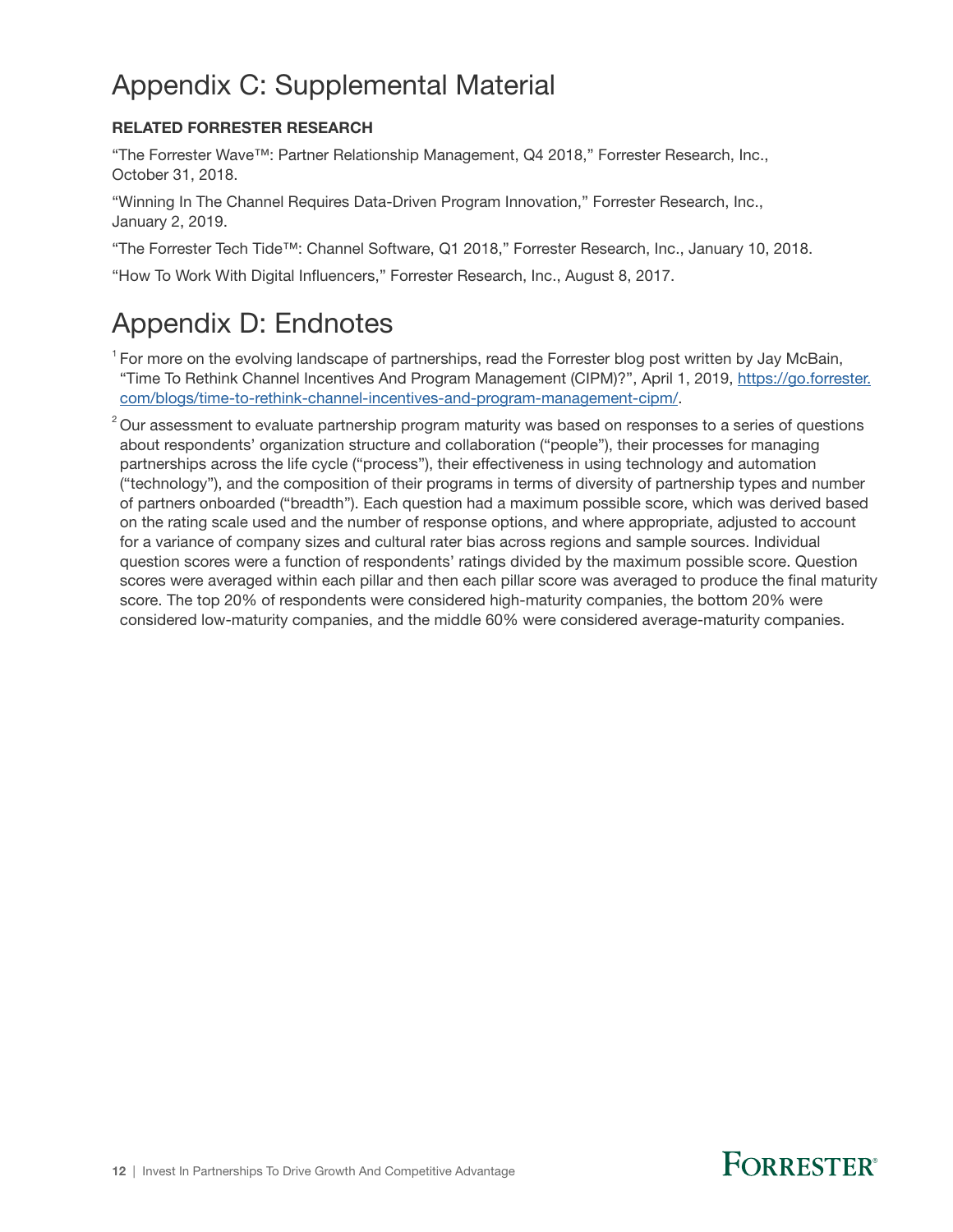# Appendix C: Supplemental Material

**RELATED FORRESTER RESEARCH**

"The Forrester Wave™: Partner Relationship Management, Q4 2018," Forrester Research, Inc., October 31, 2018.

"Winning In The Channel Requires Data-Driven Program Innovation," Forrester Research, Inc., January 2, 2019.

"The Forrester Tech Tide™: Channel Software, Q1 2018," Forrester Research, Inc., January 10, 2018.

"How To Work With Digital Influencers," Forrester Research, Inc., August 8, 2017.

# Appendix D: Endnotes

[1] For more on the evolving landscape of partnerships, read the Forrester blog post written by Jay McBain, "Time To Rethink Channel Incentives And Program Management (CIPM)?", April 1, 2019, https://go.forrester.com/blogs/time-to-rethink-channel-incentives-and-program-management-cipm/.

[2] Our assessment to evaluate partnership program maturity was based on responses to a series of questions about respondents' organization structure and collaboration ("people"), their processes for managing partnerships across the life cycle ("process"), their effectiveness in using technology and automation ("technology"), and the composition of their programs in terms of diversity of partnership types and number of partners onboarded ("breadth"). Each question had a maximum possible score, which was derived based on the rating scale used and the number of response options, and where appropriate, adjusted to account for a variance of company sizes and cultural rater bias across regions and sample sources. Individual question scores were a function of respondents' ratings divided by the maximum possible score. Question scores were averaged within each pillar and then each pillar score was averaged to produce the final maturity score. The top 20% of respondents were considered high-maturity companies, the bottom 20% were considered low-maturity companies, and the middle 60% were considered average-maturity companies.